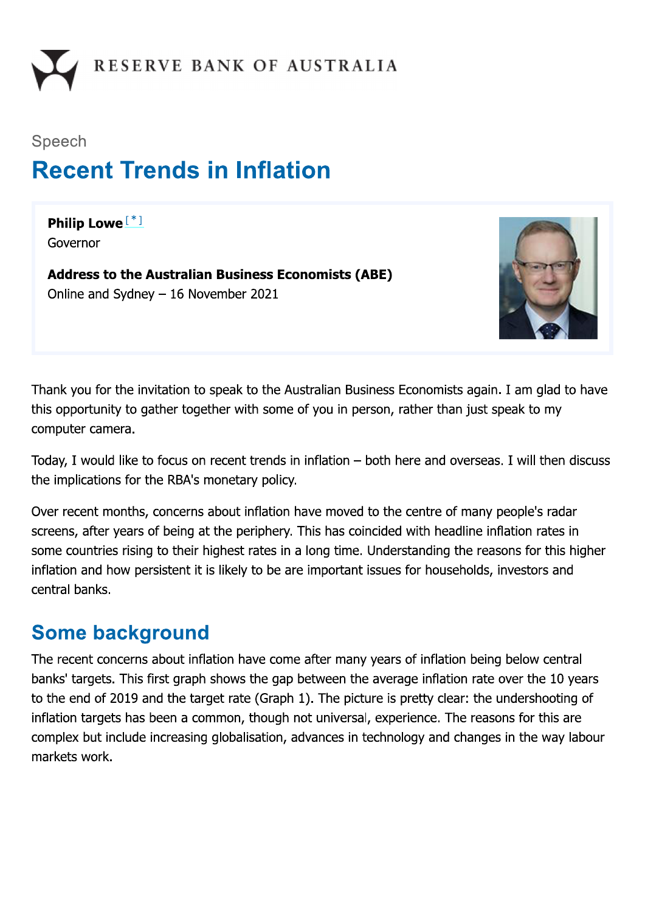RESERVE BANK OF AUSTRALIA

Speech

# Recent Trends in Inflation

**Philip Lowe** [*]
Governor

**Address to the Australian Business Economists (ABE)**
Online and Sydney – 16 November 2021

Thank you for the invitation to speak to the Australian Business Economists again. I am glad to have this opportunity to gather together with some of you in person, rather than just speak to my computer camera.

Today, I would like to focus on recent trends in inflation – both here and overseas. I will then discuss the implications for the RBA's monetary policy.

Over recent months, concerns about inflation have moved to the centre of many people's radar screens, after years of being at the periphery. This has coincided with headline inflation rates in some countries rising to their highest rates in a long time. Understanding the reasons for this higher inflation and how persistent it is likely to be are important issues for households, investors and central banks.

## Some background

The recent concerns about inflation have come after many years of inflation being below central banks' targets. This first graph shows the gap between the average inflation rate over the 10 years to the end of 2019 and the target rate (Graph 1). The picture is pretty clear: the undershooting of inflation targets has been a common, though not universal, experience. The reasons for this are complex but include increasing globalisation, advances in technology and changes in the way labour markets work.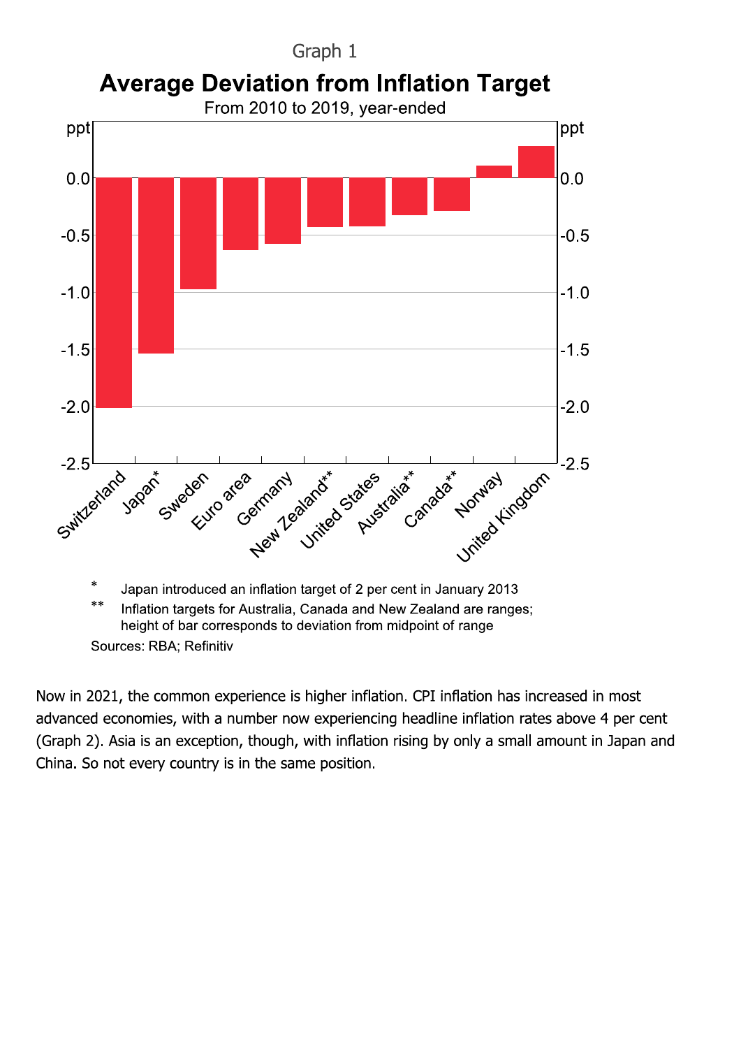Graph 1

**Average Deviation from Inflation Target**

From 2010 to 2019, year-ended

\* Japan introduced an inflation target of 2 per cent in January 2013

\*\* Inflation targets for Australia, Canada and New Zealand are ranges; height of bar corresponds to deviation from midpoint of range

Sources: RBA; Refinitiv

Now in 2021, the common experience is higher inflation. CPI inflation has increased in most advanced economies, with a number now experiencing headline inflation rates above 4 per cent (Graph 2). Asia is an exception, though, with inflation rising by only a small amount in Japan and China. So not every country is in the same position.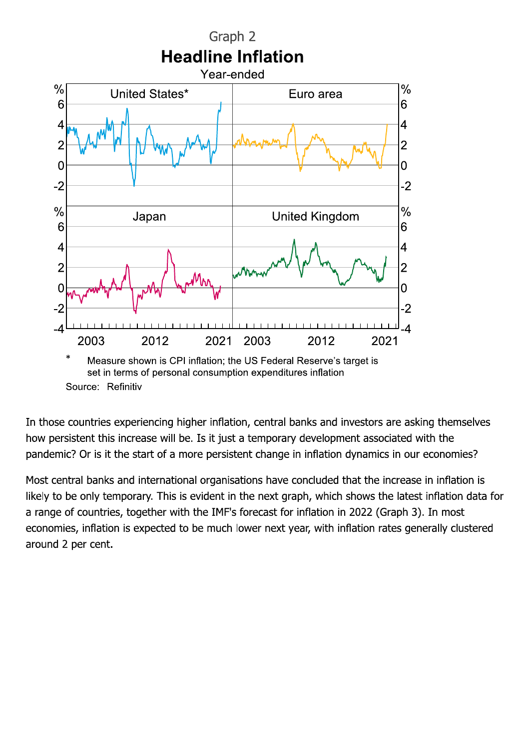Graph 2

**Headline Inflation**

Year-ended

\* Measure shown is CPI inflation; the US Federal Reserve's target is set in terms of personal consumption expenditures inflation

Source: Refinitiv

In those countries experiencing higher inflation, central banks and investors are asking themselves how persistent this increase will be. Is it just a temporary development associated with the pandemic? Or is it the start of a more persistent change in inflation dynamics in our economies?

Most central banks and international organisations have concluded that the increase in inflation is likely to be only temporary. This is evident in the next graph, which shows the latest inflation data for a range of countries, together with the IMF's forecast for inflation in 2022 (Graph 3). In most economies, inflation is expected to be much lower next year, with inflation rates generally clustered around 2 per cent.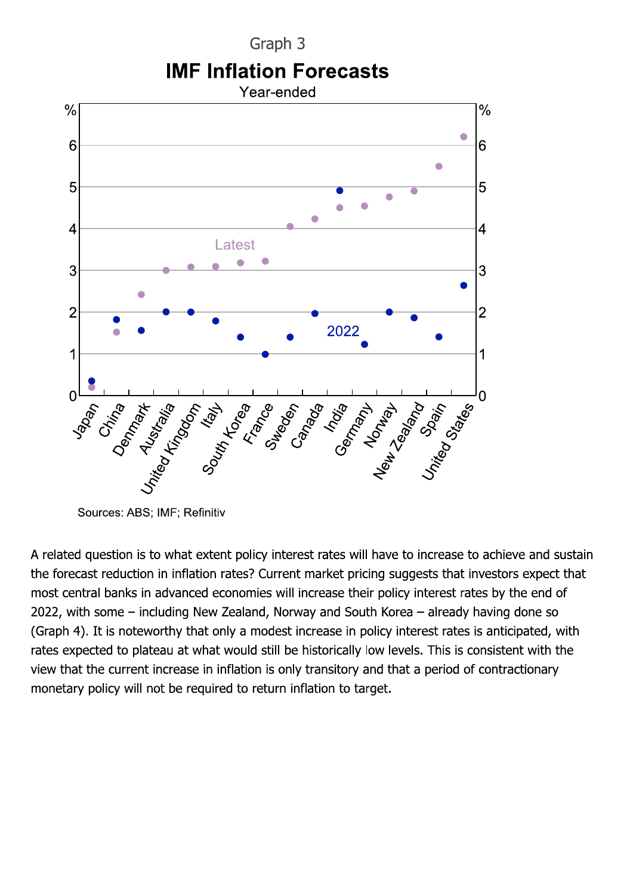Graph 3

**IMF Inflation Forecasts**

Year-ended

Sources: ABS; IMF; Refinitiv

A related question is to what extent policy interest rates will have to increase to achieve and sustain the forecast reduction in inflation rates? Current market pricing suggests that investors expect that most central banks in advanced economies will increase their policy interest rates by the end of 2022, with some – including New Zealand, Norway and South Korea – already having done so (Graph 4). It is noteworthy that only a modest increase in policy interest rates is anticipated, with rates expected to plateau at what would still be historically low levels. This is consistent with the view that the current increase in inflation is only transitory and that a period of contractionary monetary policy will not be required to return inflation to target.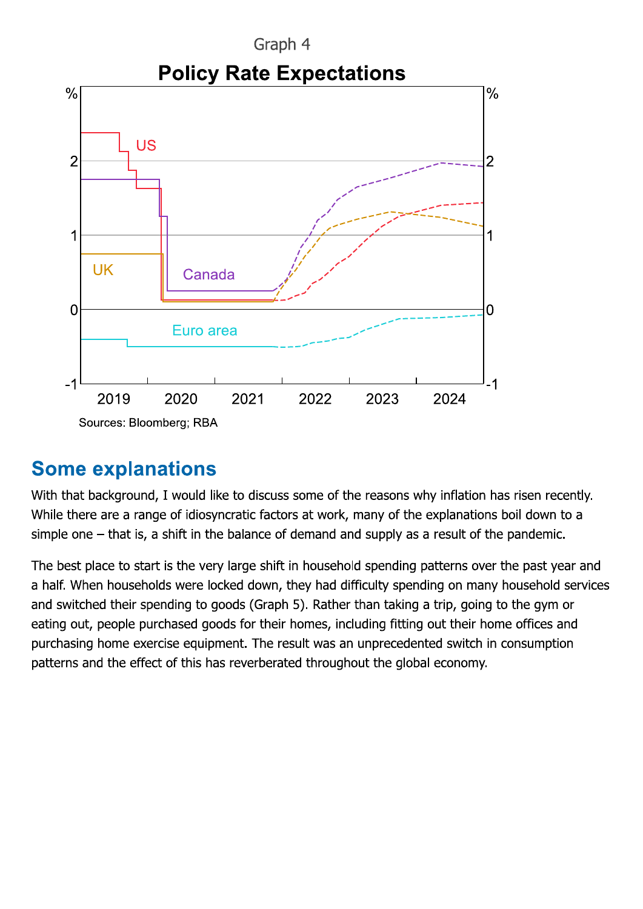Graph 4

**Policy Rate Expectations**

Sources: Bloomberg; RBA

## Some explanations

With that background, I would like to discuss some of the reasons why inflation has risen recently. While there are a range of idiosyncratic factors at work, many of the explanations boil down to a simple one – that is, a shift in the balance of demand and supply as a result of the pandemic.

The best place to start is the very large shift in household spending patterns over the past year and a half. When households were locked down, they had difficulty spending on many household services and switched their spending to goods (Graph 5). Rather than taking a trip, going to the gym or eating out, people purchased goods for their homes, including fitting out their home offices and purchasing home exercise equipment. The result was an unprecedented switch in consumption patterns and the effect of this has reverberated throughout the global economy.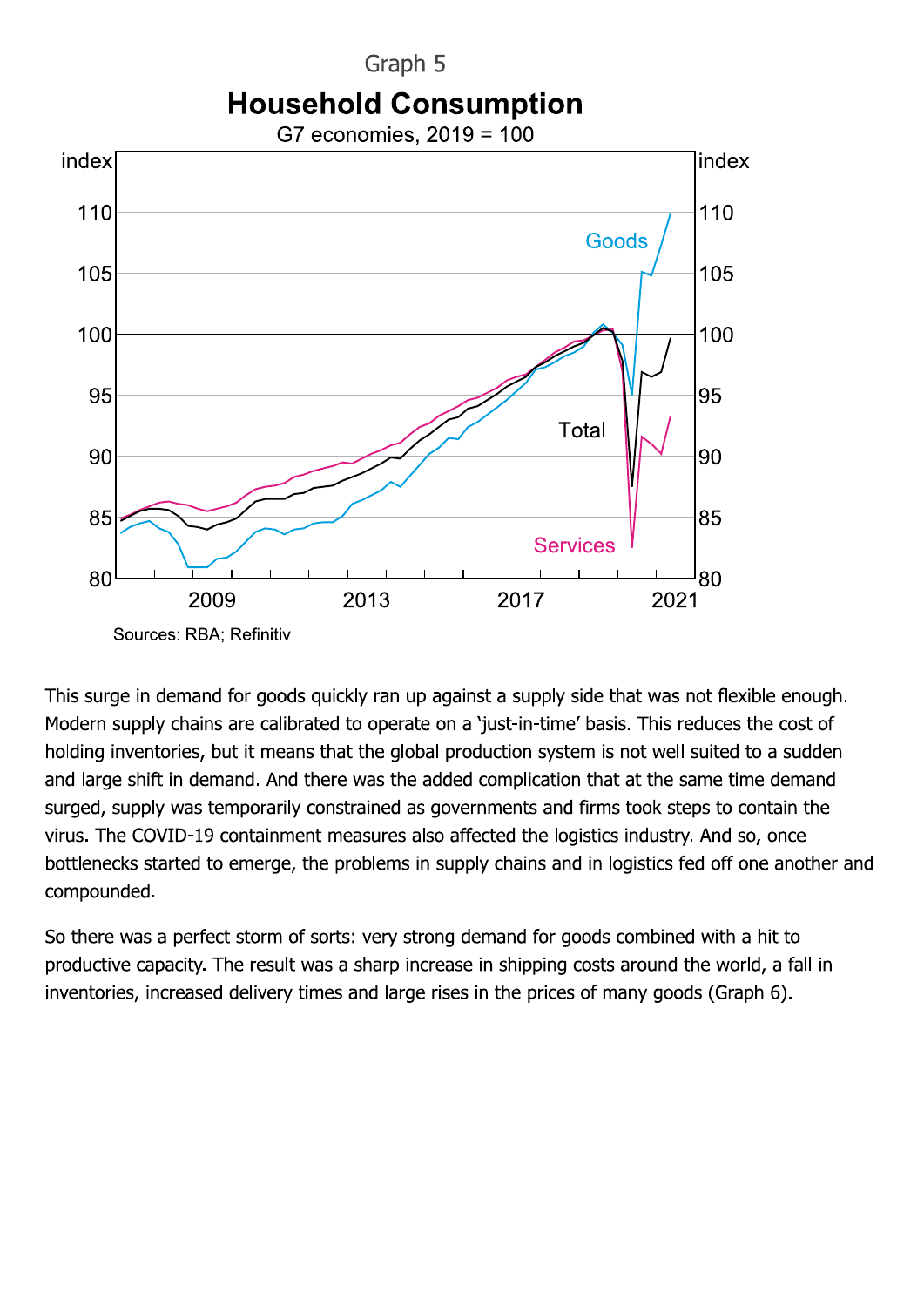Graph 5

**Household Consumption**

G7 economies, 2019 = 100

Sources: RBA; Refinitiv

This surge in demand for goods quickly ran up against a supply side that was not flexible enough. Modern supply chains are calibrated to operate on a 'just-in-time' basis. This reduces the cost of holding inventories, but it means that the global production system is not well suited to a sudden and large shift in demand. And there was the added complication that at the same time demand surged, supply was temporarily constrained as governments and firms took steps to contain the virus. The COVID-19 containment measures also affected the logistics industry. And so, once bottlenecks started to emerge, the problems in supply chains and in logistics fed off one another and compounded.

So there was a perfect storm of sorts: very strong demand for goods combined with a hit to productive capacity. The result was a sharp increase in shipping costs around the world, a fall in inventories, increased delivery times and large rises in the prices of many goods (Graph 6).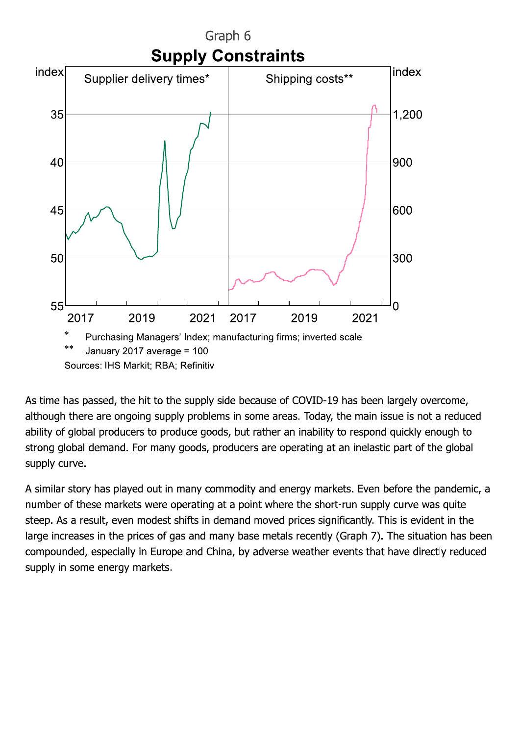Graph 6

**Supply Constraints**

Supplier delivery times* | Shipping costs**

\* Purchasing Managers' Index; manufacturing firms; inverted scale

\*\* January 2017 average = 100

Sources: IHS Markit; RBA; Refinitiv

As time has passed, the hit to the supply side because of COVID-19 has been largely overcome, although there are ongoing supply problems in some areas. Today, the main issue is not a reduced ability of global producers to produce goods, but rather an inability to respond quickly enough to strong global demand. For many goods, producers are operating at an inelastic part of the global supply curve.

A similar story has played out in many commodity and energy markets. Even before the pandemic, a number of these markets were operating at a point where the short-run supply curve was quite steep. As a result, even modest shifts in demand moved prices significantly. This is evident in the large increases in the prices of gas and many base metals recently (Graph 7). The situation has been compounded, especially in Europe and China, by adverse weather events that have directly reduced supply in some energy markets.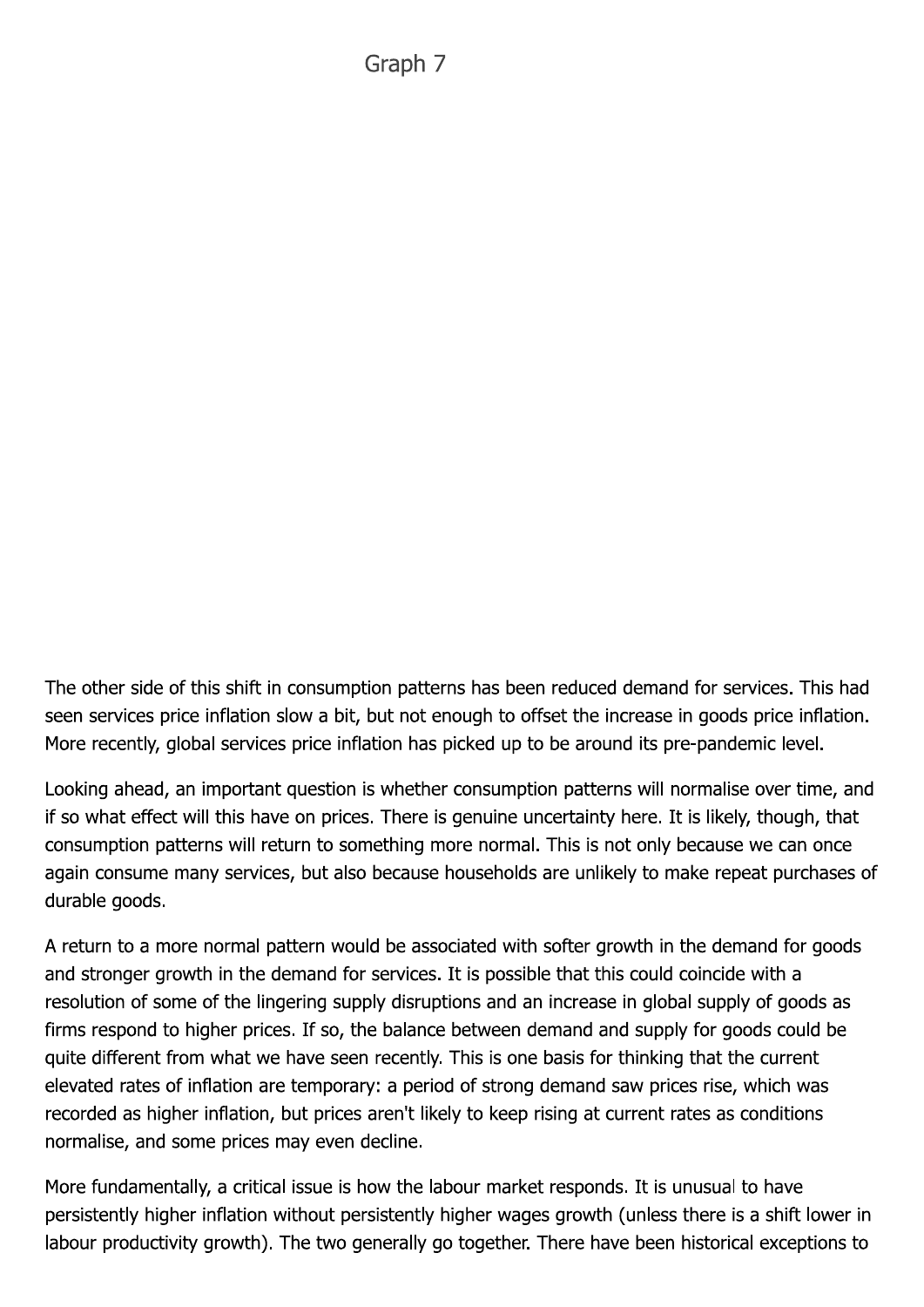Graph 7

The other side of this shift in consumption patterns has been reduced demand for services. This had seen services price inflation slow a bit, but not enough to offset the increase in goods price inflation. More recently, global services price inflation has picked up to be around its pre-pandemic level.

Looking ahead, an important question is whether consumption patterns will normalise over time, and if so what effect will this have on prices. There is genuine uncertainty here. It is likely, though, that consumption patterns will return to something more normal. This is not only because we can once again consume many services, but also because households are unlikely to make repeat purchases of durable goods.

A return to a more normal pattern would be associated with softer growth in the demand for goods and stronger growth in the demand for services. It is possible that this could coincide with a resolution of some of the lingering supply disruptions and an increase in global supply of goods as firms respond to higher prices. If so, the balance between demand and supply for goods could be quite different from what we have seen recently. This is one basis for thinking that the current elevated rates of inflation are temporary: a period of strong demand saw prices rise, which was recorded as higher inflation, but prices aren't likely to keep rising at current rates as conditions normalise, and some prices may even decline.

More fundamentally, a critical issue is how the labour market responds. It is unusual to have persistently higher inflation without persistently higher wages growth (unless there is a shift lower in labour productivity growth). The two generally go together. There have been historical exceptions to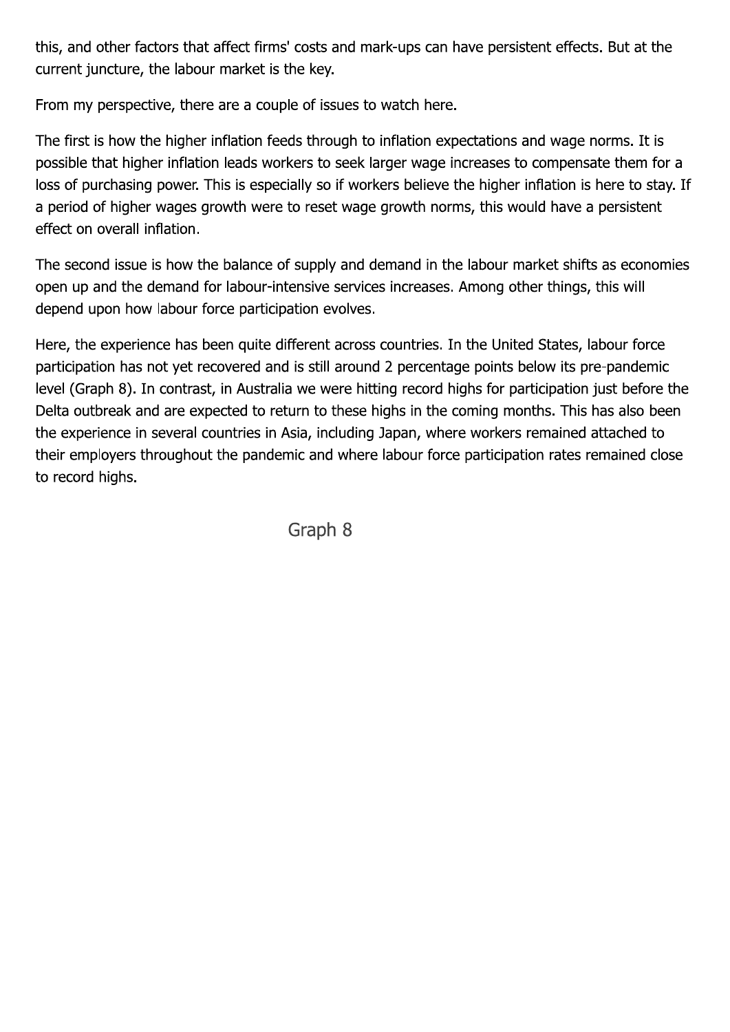this, and other factors that affect firms' costs and mark-ups can have persistent effects. But at the current juncture, the labour market is the key.

From my perspective, there are a couple of issues to watch here.

The first is how the higher inflation feeds through to inflation expectations and wage norms. It is possible that higher inflation leads workers to seek larger wage increases to compensate them for a loss of purchasing power. This is especially so if workers believe the higher inflation is here to stay. If a period of higher wages growth were to reset wage growth norms, this would have a persistent effect on overall inflation.

The second issue is how the balance of supply and demand in the labour market shifts as economies open up and the demand for labour-intensive services increases. Among other things, this will depend upon how labour force participation evolves.

Here, the experience has been quite different across countries. In the United States, labour force participation has not yet recovered and is still around 2 percentage points below its pre-pandemic level (Graph 8). In contrast, in Australia we were hitting record highs for participation just before the Delta outbreak and are expected to return to these highs in the coming months. This has also been the experience in several countries in Asia, including Japan, where workers remained attached to their employers throughout the pandemic and where labour force participation rates remained close to record highs.

Graph 8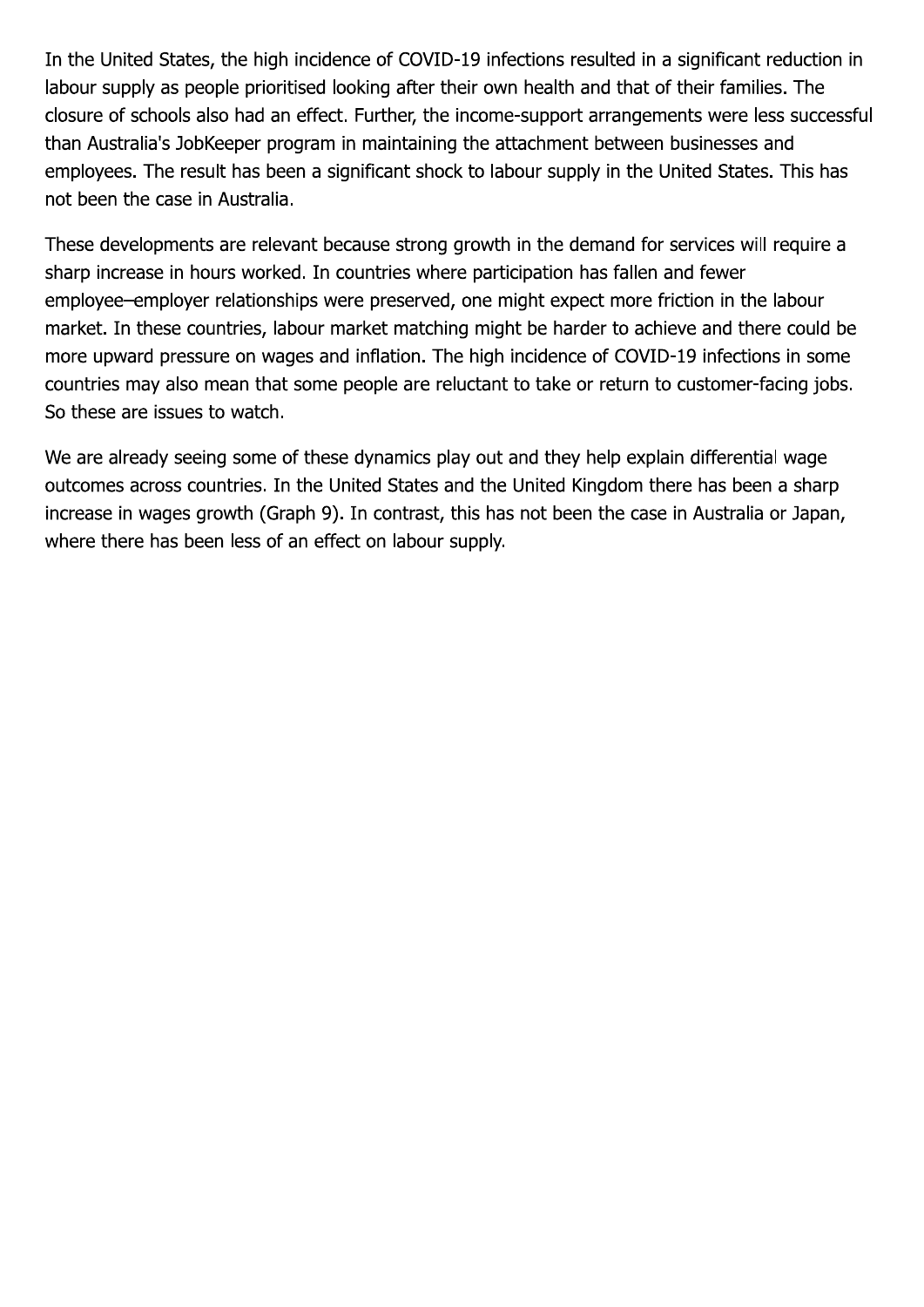In the United States, the high incidence of COVID-19 infections resulted in a significant reduction in labour supply as people prioritised looking after their own health and that of their families. The closure of schools also had an effect. Further, the income-support arrangements were less successful than Australia's JobKeeper program in maintaining the attachment between businesses and employees. The result has been a significant shock to labour supply in the United States. This has not been the case in Australia.

These developments are relevant because strong growth in the demand for services will require a sharp increase in hours worked. In countries where participation has fallen and fewer employee–employer relationships were preserved, one might expect more friction in the labour market. In these countries, labour market matching might be harder to achieve and there could be more upward pressure on wages and inflation. The high incidence of COVID-19 infections in some countries may also mean that some people are reluctant to take or return to customer-facing jobs. So these are issues to watch.

We are already seeing some of these dynamics play out and they help explain differential wage outcomes across countries. In the United States and the United Kingdom there has been a sharp increase in wages growth (Graph 9). In contrast, this has not been the case in Australia or Japan, where there has been less of an effect on labour supply.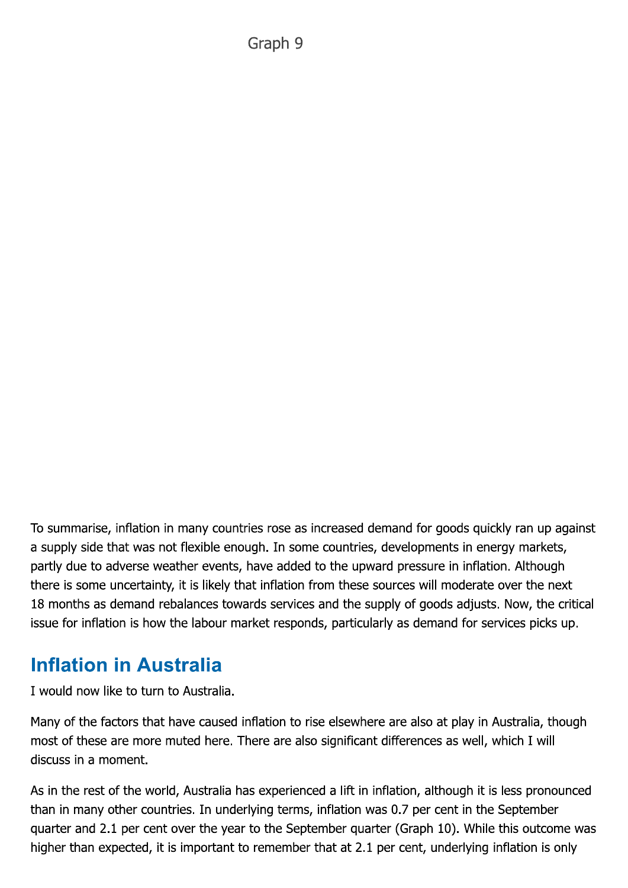Graph 9

To summarise, inflation in many countries rose as increased demand for goods quickly ran up against a supply side that was not flexible enough. In some countries, developments in energy markets, partly due to adverse weather events, have added to the upward pressure in inflation. Although there is some uncertainty, it is likely that inflation from these sources will moderate over the next 18 months as demand rebalances towards services and the supply of goods adjusts. Now, the critical issue for inflation is how the labour market responds, particularly as demand for services picks up.

## Inflation in Australia

I would now like to turn to Australia.

Many of the factors that have caused inflation to rise elsewhere are also at play in Australia, though most of these are more muted here. There are also significant differences as well, which I will discuss in a moment.

As in the rest of the world, Australia has experienced a lift in inflation, although it is less pronounced than in many other countries. In underlying terms, inflation was 0.7 per cent in the September quarter and 2.1 per cent over the year to the September quarter (Graph 10). While this outcome was higher than expected, it is important to remember that at 2.1 per cent, underlying inflation is only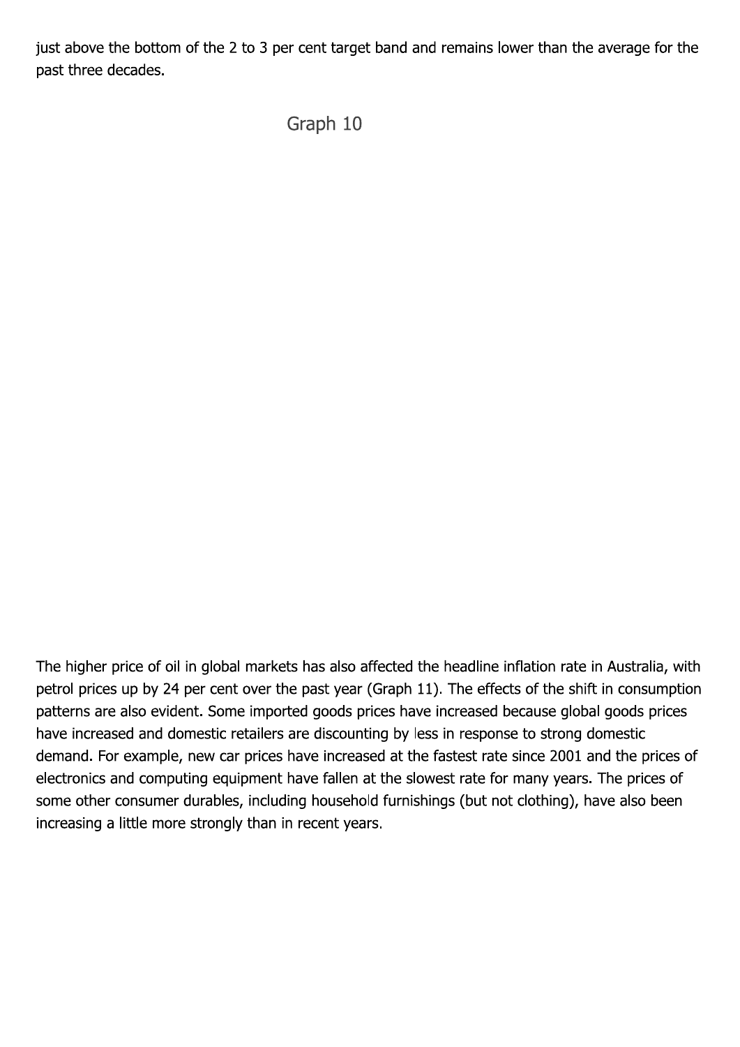just above the bottom of the 2 to 3 per cent target band and remains lower than the average for the past three decades.

Graph 10

The higher price of oil in global markets has also affected the headline inflation rate in Australia, with petrol prices up by 24 per cent over the past year (Graph 11). The effects of the shift in consumption patterns are also evident. Some imported goods prices have increased because global goods prices have increased and domestic retailers are discounting by less in response to strong domestic demand. For example, new car prices have increased at the fastest rate since 2001 and the prices of electronics and computing equipment have fallen at the slowest rate for many years. The prices of some other consumer durables, including household furnishings (but not clothing), have also been increasing a little more strongly than in recent years.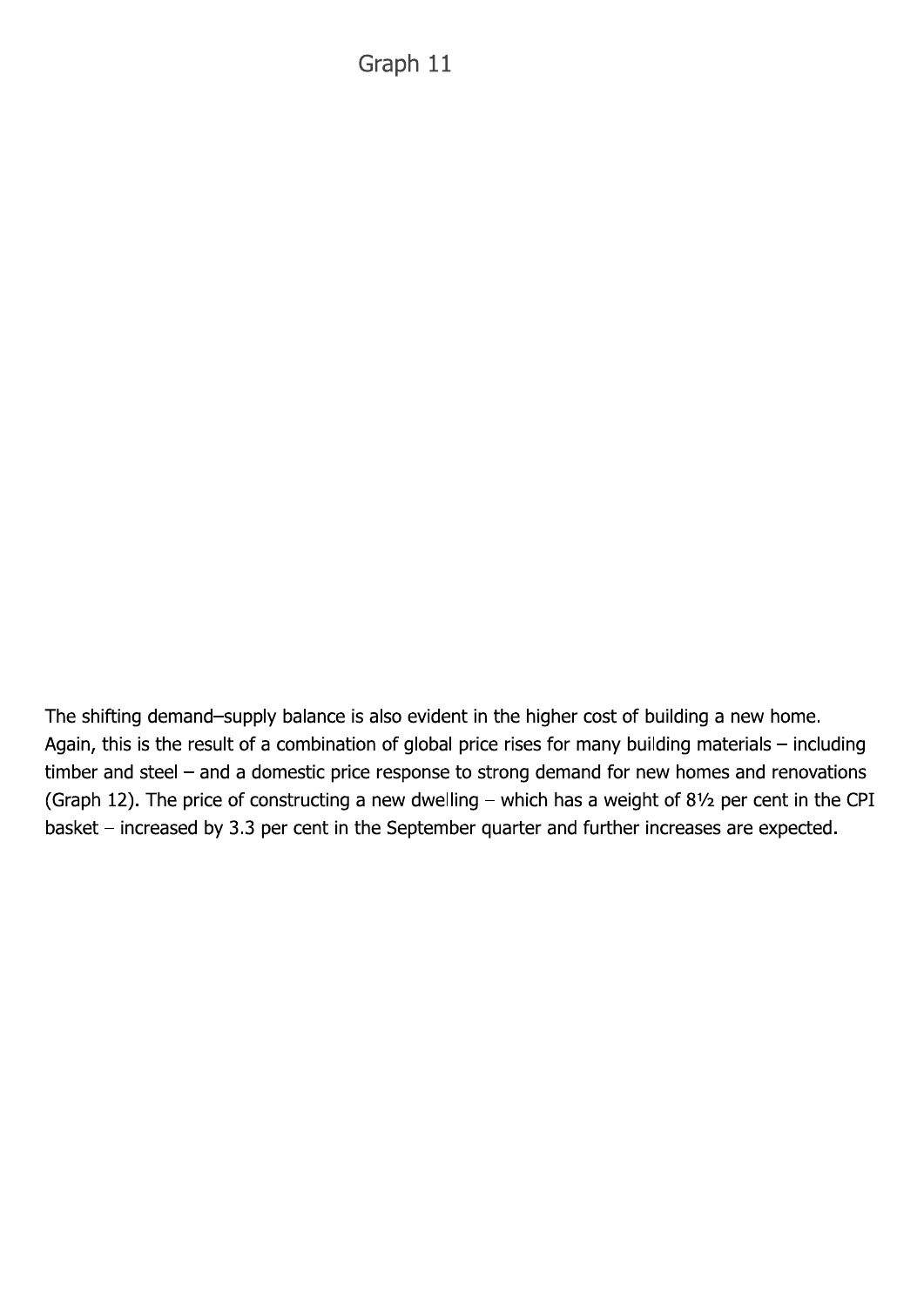Graph 11

The shifting demand–supply balance is also evident in the higher cost of building a new home. Again, this is the result of a combination of global price rises for many building materials – including timber and steel – and a domestic price response to strong demand for new homes and renovations (Graph 12). The price of constructing a new dwelling – which has a weight of 8½ per cent in the CPI basket – increased by 3.3 per cent in the September quarter and further increases are expected.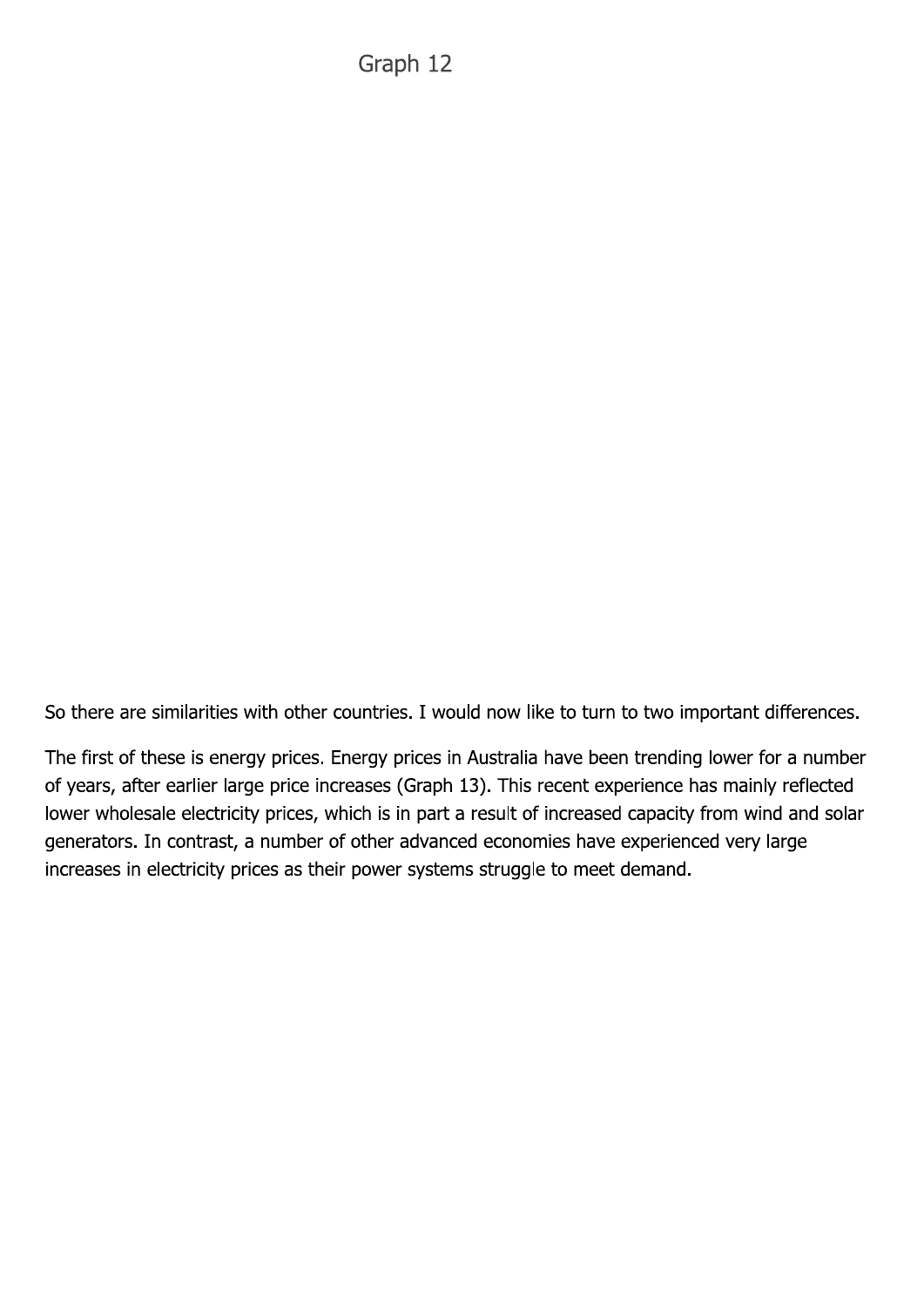Graph 12

So there are similarities with other countries. I would now like to turn to two important differences.

The first of these is energy prices. Energy prices in Australia have been trending lower for a number of years, after earlier large price increases (Graph 13). This recent experience has mainly reflected lower wholesale electricity prices, which is in part a result of increased capacity from wind and solar generators. In contrast, a number of other advanced economies have experienced very large increases in electricity prices as their power systems struggle to meet demand.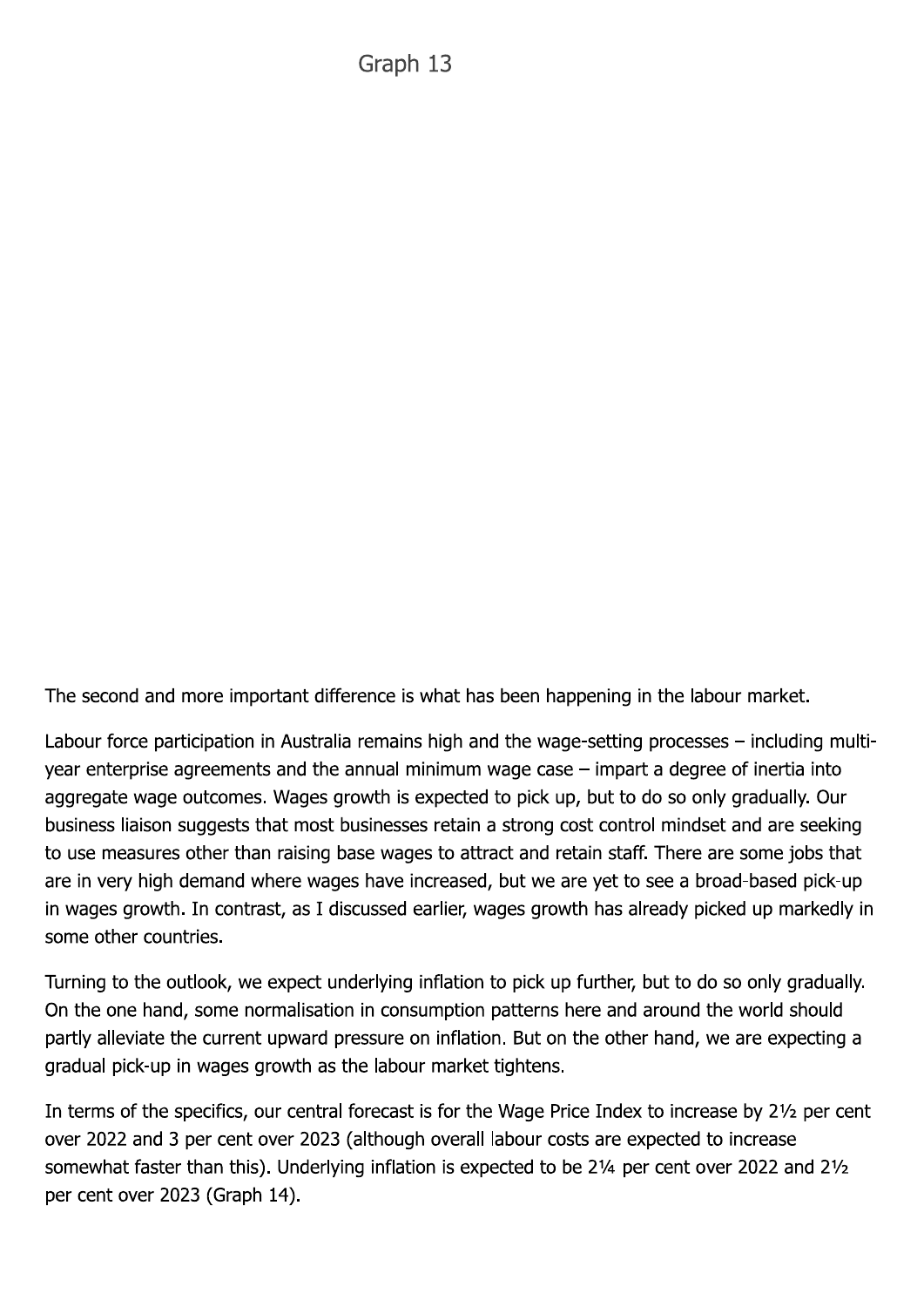Graph 13

The second and more important difference is what has been happening in the labour market.

Labour force participation in Australia remains high and the wage-setting processes – including multi-year enterprise agreements and the annual minimum wage case – impart a degree of inertia into aggregate wage outcomes. Wages growth is expected to pick up, but to do so only gradually. Our business liaison suggests that most businesses retain a strong cost control mindset and are seeking to use measures other than raising base wages to attract and retain staff. There are some jobs that are in very high demand where wages have increased, but we are yet to see a broad-based pick-up in wages growth. In contrast, as I discussed earlier, wages growth has already picked up markedly in some other countries.

Turning to the outlook, we expect underlying inflation to pick up further, but to do so only gradually. On the one hand, some normalisation in consumption patterns here and around the world should partly alleviate the current upward pressure on inflation. But on the other hand, we are expecting a gradual pick-up in wages growth as the labour market tightens.

In terms of the specifics, our central forecast is for the Wage Price Index to increase by 2½ per cent over 2022 and 3 per cent over 2023 (although overall labour costs are expected to increase somewhat faster than this). Underlying inflation is expected to be 2¼ per cent over 2022 and 2½ per cent over 2023 (Graph 14).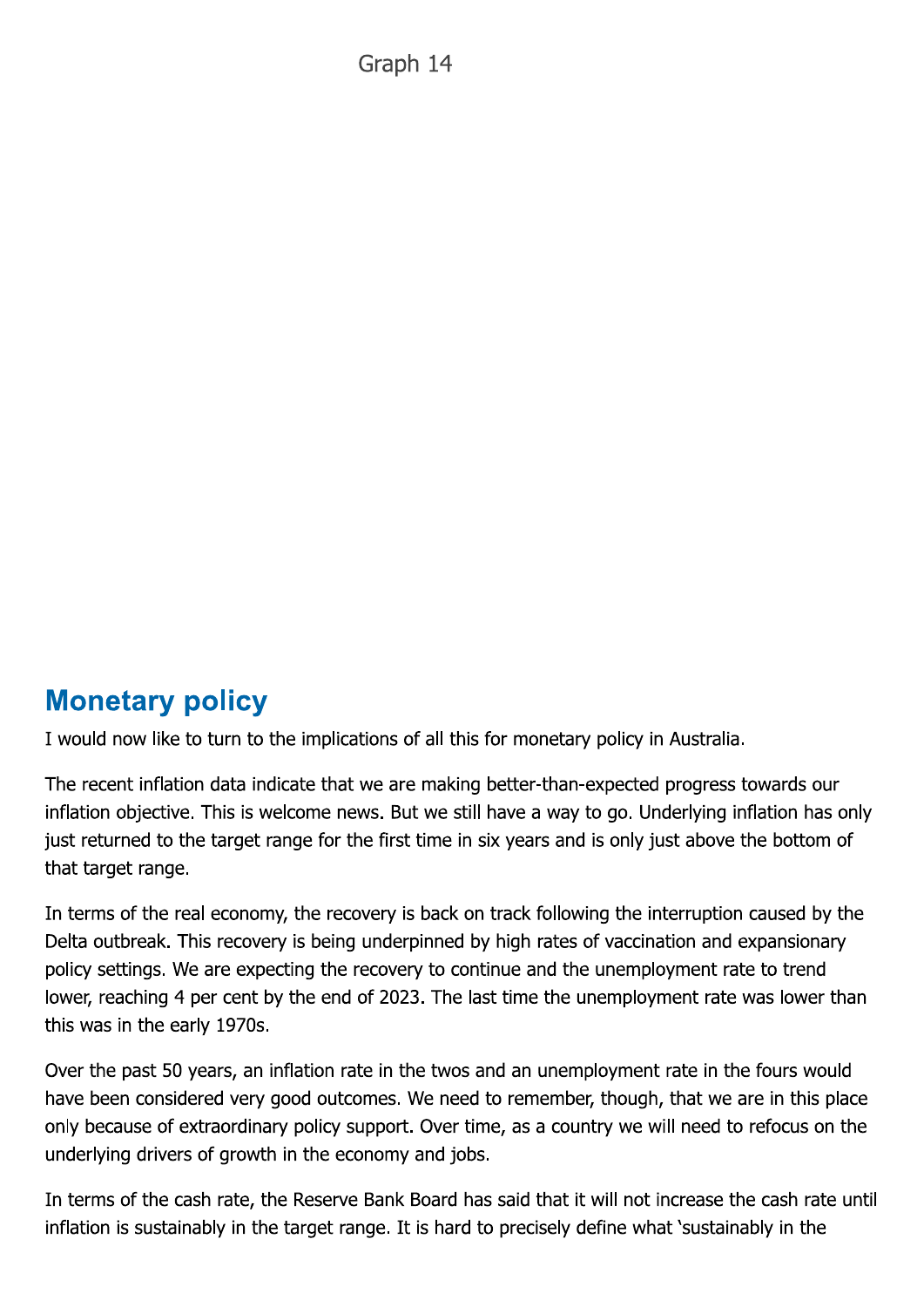Graph 14

## Monetary policy

I would now like to turn to the implications of all this for monetary policy in Australia.

The recent inflation data indicate that we are making better-than-expected progress towards our inflation objective. This is welcome news. But we still have a way to go. Underlying inflation has only just returned to the target range for the first time in six years and is only just above the bottom of that target range.

In terms of the real economy, the recovery is back on track following the interruption caused by the Delta outbreak. This recovery is being underpinned by high rates of vaccination and expansionary policy settings. We are expecting the recovery to continue and the unemployment rate to trend lower, reaching 4 per cent by the end of 2023. The last time the unemployment rate was lower than this was in the early 1970s.

Over the past 50 years, an inflation rate in the twos and an unemployment rate in the fours would have been considered very good outcomes. We need to remember, though, that we are in this place only because of extraordinary policy support. Over time, as a country we will need to refocus on the underlying drivers of growth in the economy and jobs.

In terms of the cash rate, the Reserve Bank Board has said that it will not increase the cash rate until inflation is sustainably in the target range. It is hard to precisely define what 'sustainably in the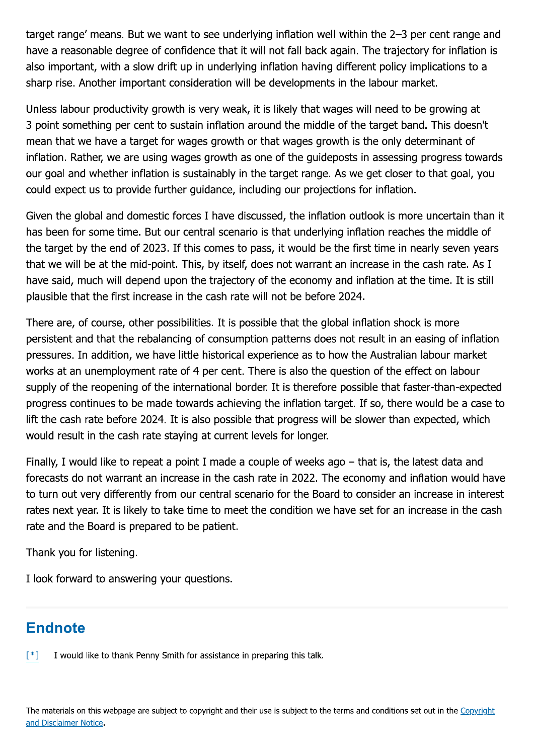target range' means. But we want to see underlying inflation well within the 2–3 per cent range and have a reasonable degree of confidence that it will not fall back again. The trajectory for inflation is also important, with a slow drift up in underlying inflation having different policy implications to a sharp rise. Another important consideration will be developments in the labour market.

Unless labour productivity growth is very weak, it is likely that wages will need to be growing at 3 point something per cent to sustain inflation around the middle of the target band. This doesn't mean that we have a target for wages growth or that wages growth is the only determinant of inflation. Rather, we are using wages growth as one of the guideposts in assessing progress towards our goal and whether inflation is sustainably in the target range. As we get closer to that goal, you could expect us to provide further guidance, including our projections for inflation.

Given the global and domestic forces I have discussed, the inflation outlook is more uncertain than it has been for some time. But our central scenario is that underlying inflation reaches the middle of the target by the end of 2023. If this comes to pass, it would be the first time in nearly seven years that we will be at the mid-point. This, by itself, does not warrant an increase in the cash rate. As I have said, much will depend upon the trajectory of the economy and inflation at the time. It is still plausible that the first increase in the cash rate will not be before 2024.

There are, of course, other possibilities. It is possible that the global inflation shock is more persistent and that the rebalancing of consumption patterns does not result in an easing of inflation pressures. In addition, we have little historical experience as to how the Australian labour market works at an unemployment rate of 4 per cent. There is also the question of the effect on labour supply of the reopening of the international border. It is therefore possible that faster-than-expected progress continues to be made towards achieving the inflation target. If so, there would be a case to lift the cash rate before 2024. It is also possible that progress will be slower than expected, which would result in the cash rate staying at current levels for longer.

Finally, I would like to repeat a point I made a couple of weeks ago – that is, the latest data and forecasts do not warrant an increase in the cash rate in 2022. The economy and inflation would have to turn out very differently from our central scenario for the Board to consider an increase in interest rates next year. It is likely to take time to meet the condition we have set for an increase in the cash rate and the Board is prepared to be patient.

Thank you for listening.

I look forward to answering your questions.

## Endnote

[*] I would like to thank Penny Smith for assistance in preparing this talk.

The materials on this webpage are subject to copyright and their use is subject to the terms and conditions set out in the Copyright and Disclaimer Notice.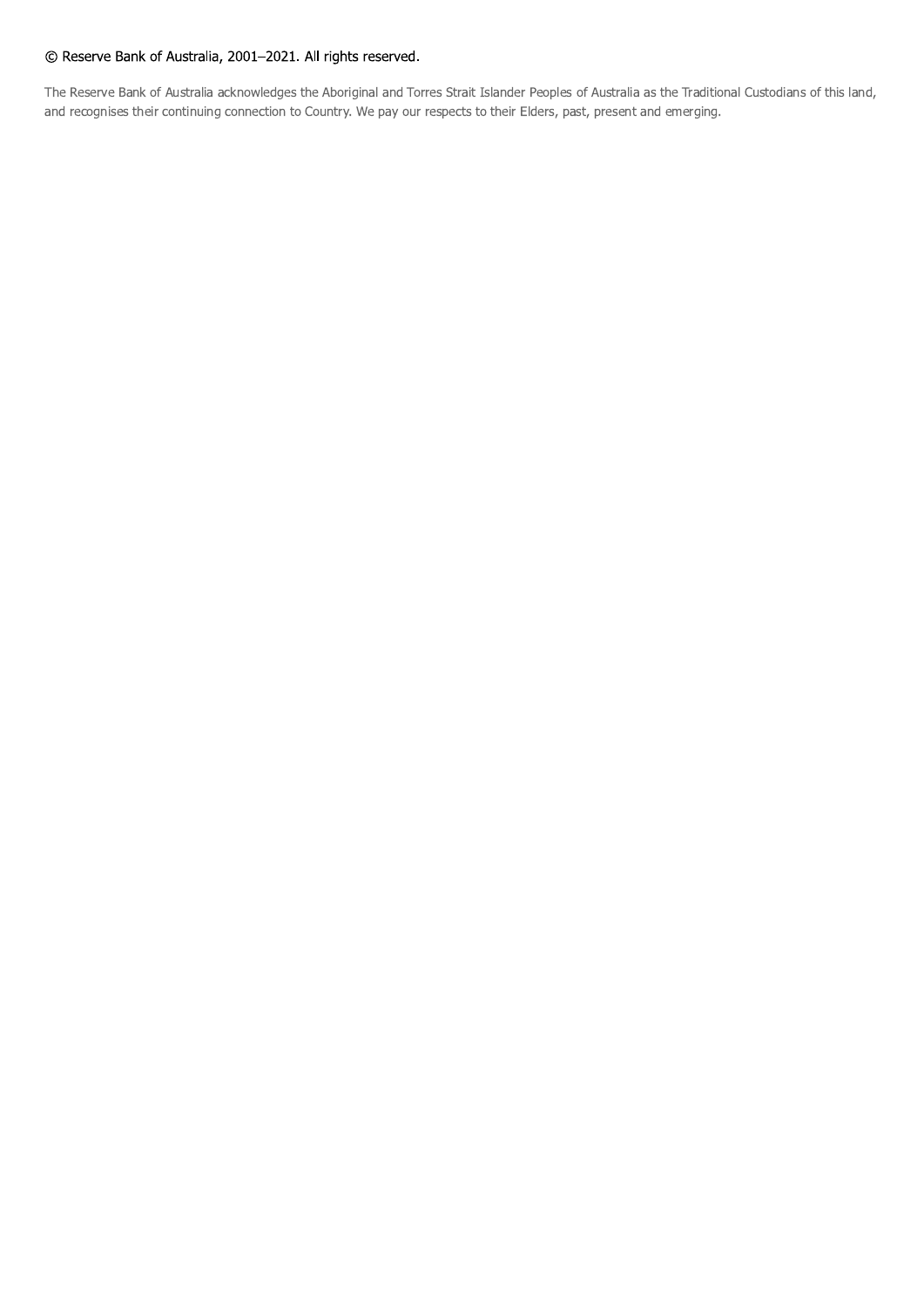© Reserve Bank of Australia, 2001–2021. All rights reserved.

The Reserve Bank of Australia acknowledges the Aboriginal and Torres Strait Islander Peoples of Australia as the Traditional Custodians of this land, and recognises their continuing connection to Country. We pay our respects to their Elders, past, present and emerging.